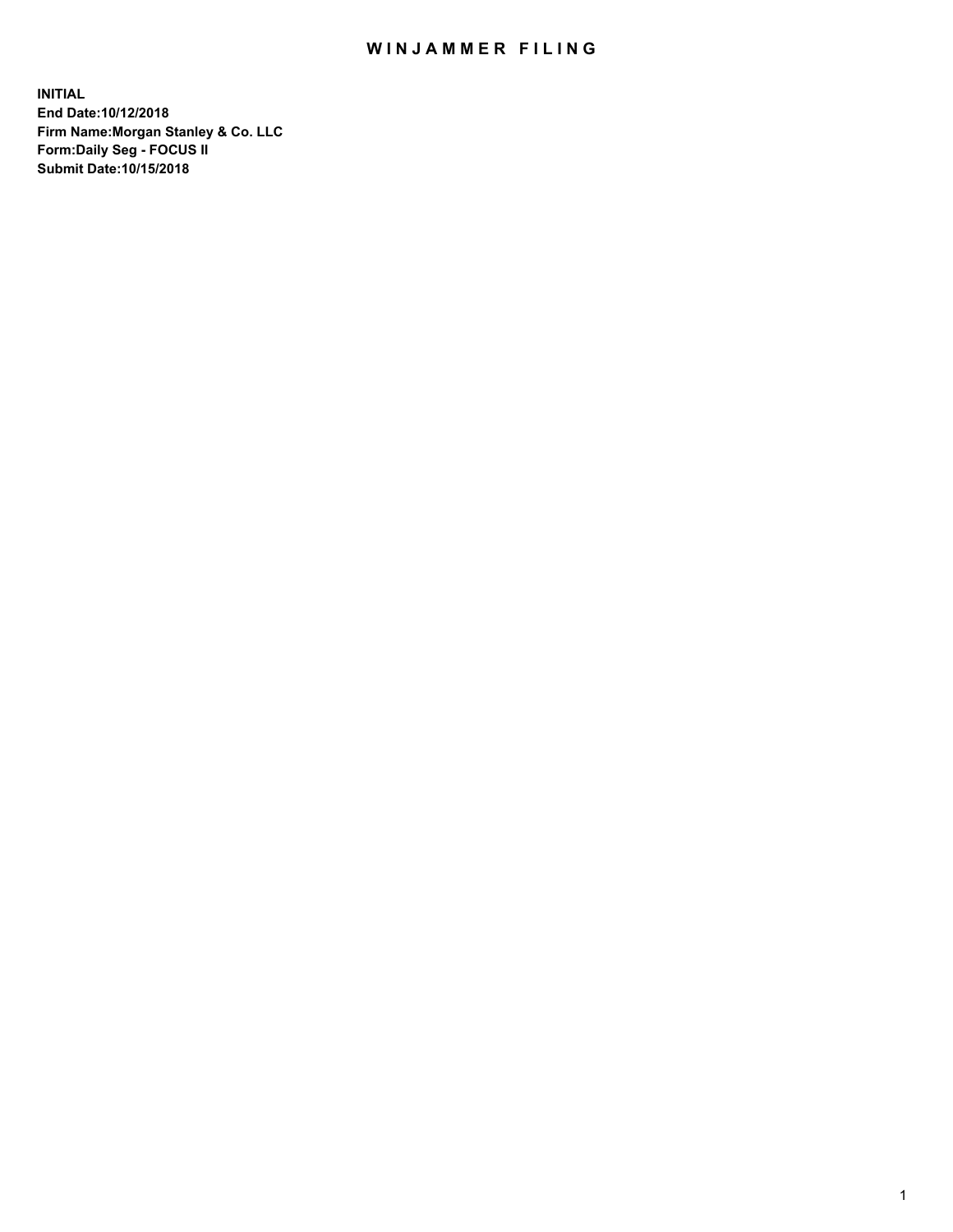# WINJAMMER FILING

**INITIAL**
**End Date:10/12/2018**
**Firm Name:Morgan Stanley & Co. LLC**
**Form:Daily Seg - FOCUS II**
**Submit Date:10/15/2018**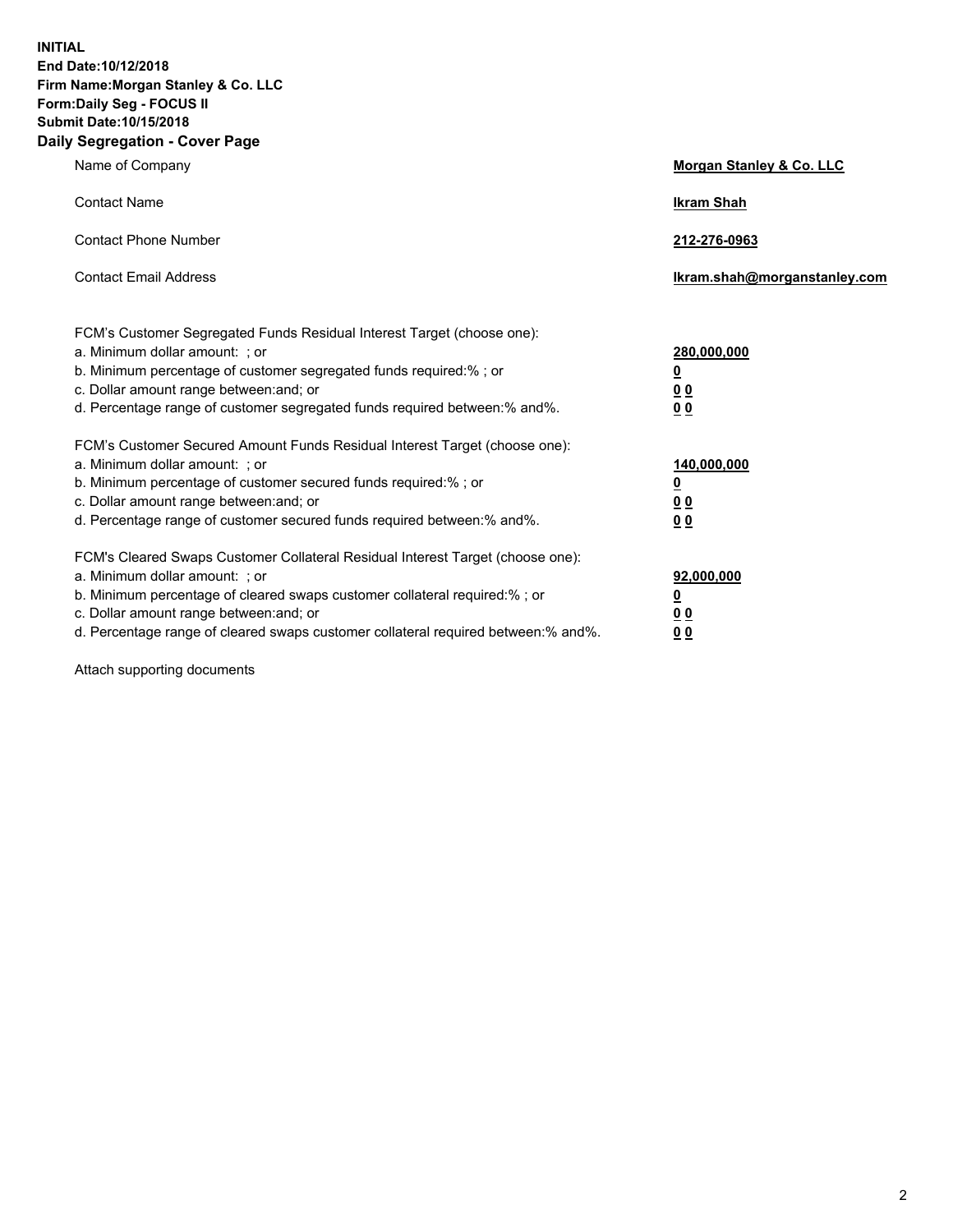**INITIAL**
**End Date:10/12/2018**
**Firm Name:Morgan Stanley & Co. LLC**
**Form:Daily Seg - FOCUS II**
**Submit Date:10/15/2018**
**Daily Segregation - Cover Page**

| | |
|---|---|
| Name of Company | **Morgan Stanley & Co. LLC** |
| Contact Name | **Ikram Shah** |
| Contact Phone Number | **212-276-0963** |
| Contact Email Address | **Ikram.shah@morganstanley.com** |

| | |
|---|---|
| FCM's Customer Segregated Funds Residual Interest Target (choose one): | |
| a. Minimum dollar amount: ; or | **280,000,000** |
| b. Minimum percentage of customer segregated funds required:% ; or | **0** |
| c. Dollar amount range between:and; or | **0 0** |
| d. Percentage range of customer segregated funds required between:% and%. | **0 0** |
| FCM's Customer Secured Amount Funds Residual Interest Target (choose one): | |
| a. Minimum dollar amount: ; or | **140,000,000** |
| b. Minimum percentage of customer secured funds required:% ; or | **0** |
| c. Dollar amount range between:and; or | **0 0** |
| d. Percentage range of customer secured funds required between:% and%. | **0 0** |
| FCM's Cleared Swaps Customer Collateral Residual Interest Target (choose one): | |
| a. Minimum dollar amount: ; or | **92,000,000** |
| b. Minimum percentage of cleared swaps customer collateral required:% ; or | **0** |
| c. Dollar amount range between:and; or | **0 0** |
| d. Percentage range of cleared swaps customer collateral required between:% and%. | **0 0** |

Attach supporting documents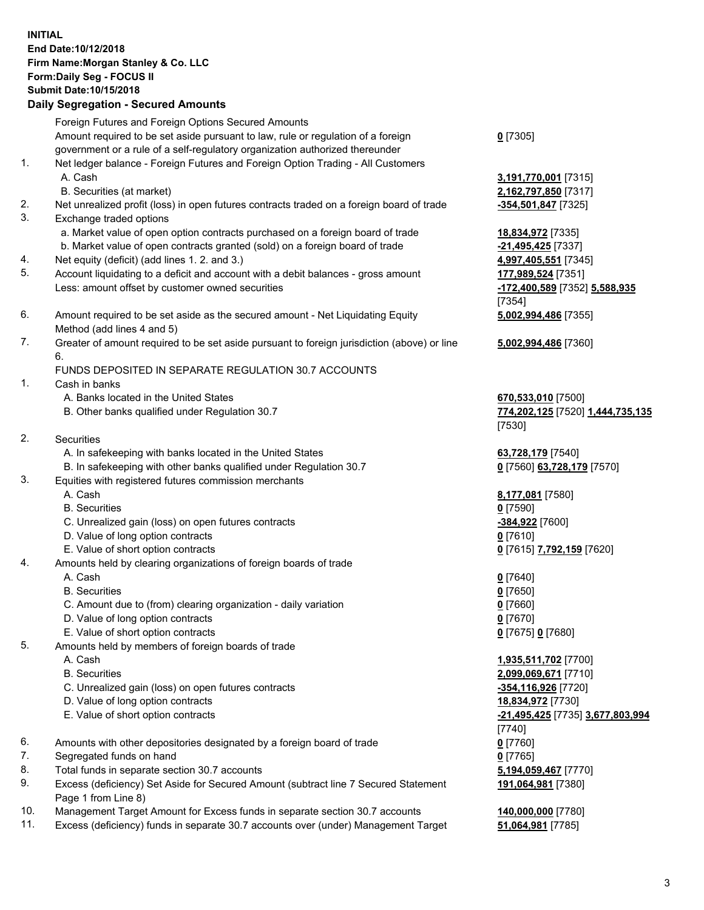**INITIAL**
**End Date:10/12/2018**
**Firm Name:Morgan Stanley & Co. LLC**
**Form:Daily Seg - FOCUS II**
**Submit Date:10/15/2018**

## Daily Segregation - Secured Amounts

| | | |
|---|---|---|
| | Foreign Futures and Foreign Options Secured Amounts | |
| | Amount required to be set aside pursuant to law, rule or regulation of a foreign government or a rule of a self-regulatory organization authorized thereunder | **0** [7305] |
| 1. | Net ledger balance - Foreign Futures and Foreign Option Trading - All Customers | |
| | A. Cash | **3,191,770,001** [7315] |
| | B. Securities (at market) | **2,162,797,850** [7317] |
| 2. | Net unrealized profit (loss) in open futures contracts traded on a foreign board of trade | **-354,501,847** [7325] |
| 3. | Exchange traded options | |
| | a. Market value of open option contracts purchased on a foreign board of trade | **18,834,972** [7335] |
| | b. Market value of open contracts granted (sold) on a foreign board of trade | **-21,495,425** [7337] |
| 4. | Net equity (deficit) (add lines 1. 2. and 3.) | **4,997,405,551** [7345] |
| 5. | Account liquidating to a deficit and account with a debit balances - gross amount | **177,989,524** [7351] |
| | Less: amount offset by customer owned securities | **-172,400,589** [7352] **5,588,935** [7354] |
| 6. | Amount required to be set aside as the secured amount - Net Liquidating Equity Method (add lines 4 and 5) | **5,002,994,486** [7355] |
| 7. | Greater of amount required to be set aside pursuant to foreign jurisdiction (above) or line 6. | **5,002,994,486** [7360] |
| | FUNDS DEPOSITED IN SEPARATE REGULATION 30.7 ACCOUNTS | |
| 1. | Cash in banks | |
| | A. Banks located in the United States | **670,533,010** [7500] |
| | B. Other banks qualified under Regulation 30.7 | **774,202,125** [7520] **1,444,735,135** [7530] |
| 2. | Securities | |
| | A. In safekeeping with banks located in the United States | **63,728,179** [7540] |
| | B. In safekeeping with other banks qualified under Regulation 30.7 | **0** [7560] **63,728,179** [7570] |
| 3. | Equities with registered futures commission merchants | |
| | A. Cash | **8,177,081** [7580] |
| | B. Securities | **0** [7590] |
| | C. Unrealized gain (loss) on open futures contracts | **-384,922** [7600] |
| | D. Value of long option contracts | **0** [7610] |
| | E. Value of short option contracts | **0** [7615] **7,792,159** [7620] |
| 4. | Amounts held by clearing organizations of foreign boards of trade | |
| | A. Cash | **0** [7640] |
| | B. Securities | **0** [7650] |
| | C. Amount due to (from) clearing organization - daily variation | **0** [7660] |
| | D. Value of long option contracts | **0** [7670] |
| | E. Value of short option contracts | **0** [7675] **0** [7680] |
| 5. | Amounts held by members of foreign boards of trade | |
| | A. Cash | **1,935,511,702** [7700] |
| | B. Securities | **2,099,069,671** [7710] |
| | C. Unrealized gain (loss) on open futures contracts | **-354,116,926** [7720] |
| | D. Value of long option contracts | **18,834,972** [7730] |
| | E. Value of short option contracts | **-21,495,425** [7735] **3,677,803,994** [7740] |
| 6. | Amounts with other depositories designated by a foreign board of trade | **0** [7760] |
| 7. | Segregated funds on hand | **0** [7765] |
| 8. | Total funds in separate section 30.7 accounts | **5,194,059,467** [7770] |
| 9. | Excess (deficiency) Set Aside for Secured Amount (subtract line 7 Secured Statement Page 1 from Line 8) | **191,064,981** [7380] |
| 10. | Management Target Amount for Excess funds in separate section 30.7 accounts | **140,000,000** [7780] |
| 11. | Excess (deficiency) funds in separate 30.7 accounts over (under) Management Target | **51,064,981** [7785] |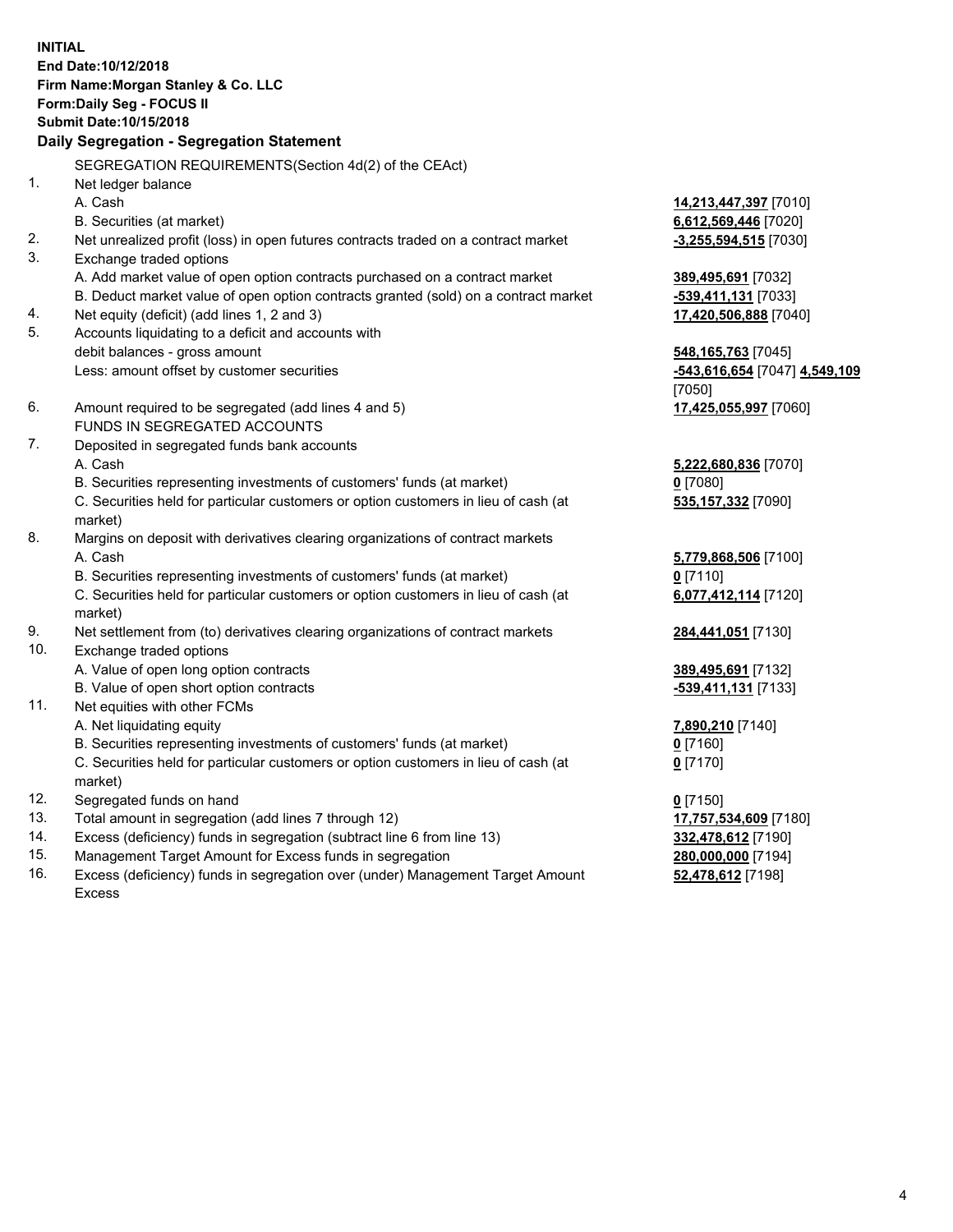**INITIAL**
**End Date:10/12/2018**
**Firm Name:Morgan Stanley & Co. LLC**
**Form:Daily Seg - FOCUS II**
**Submit Date:10/15/2018**

## Daily Segregation - Segregation Statement

| | | |
|---|---|---|
| | SEGREGATION REQUIREMENTS(Section 4d(2) of the CEAct) | |
| 1. | Net ledger balance | |
| | A. Cash | **14,213,447,397** [7010] |
| | B. Securities (at market) | **6,612,569,446** [7020] |
| 2. | Net unrealized profit (loss) in open futures contracts traded on a contract market | **-3,255,594,515** [7030] |
| 3. | Exchange traded options | |
| | A. Add market value of open option contracts purchased on a contract market | **389,495,691** [7032] |
| | B. Deduct market value of open option contracts granted (sold) on a contract market | **-539,411,131** [7033] |
| 4. | Net equity (deficit) (add lines 1, 2 and 3) | **17,420,506,888** [7040] |
| 5. | Accounts liquidating to a deficit and accounts with debit balances - gross amount | **548,165,763** [7045] |
| | Less: amount offset by customer securities | **-543,616,654** [7047] **4,549,109** [7050] |
| 6. | Amount required to be segregated (add lines 4 and 5) | **17,425,055,997** [7060] |
| | FUNDS IN SEGREGATED ACCOUNTS | |
| 7. | Deposited in segregated funds bank accounts | |
| | A. Cash | **5,222,680,836** [7070] |
| | B. Securities representing investments of customers' funds (at market) | **0** [7080] |
| | C. Securities held for particular customers or option customers in lieu of cash (at market) | **535,157,332** [7090] |
| 8. | Margins on deposit with derivatives clearing organizations of contract markets | |
| | A. Cash | **5,779,868,506** [7100] |
| | B. Securities representing investments of customers' funds (at market) | **0** [7110] |
| | C. Securities held for particular customers or option customers in lieu of cash (at market) | **6,077,412,114** [7120] |
| 9. | Net settlement from (to) derivatives clearing organizations of contract markets | **284,441,051** [7130] |
| 10. | Exchange traded options | |
| | A. Value of open long option contracts | **389,495,691** [7132] |
| | B. Value of open short option contracts | **-539,411,131** [7133] |
| 11. | Net equities with other FCMs | |
| | A. Net liquidating equity | **7,890,210** [7140] |
| | B. Securities representing investments of customers' funds (at market) | **0** [7160] |
| | C. Securities held for particular customers or option customers in lieu of cash (at market) | **0** [7170] |
| 12. | Segregated funds on hand | **0** [7150] |
| 13. | Total amount in segregation (add lines 7 through 12) | **17,757,534,609** [7180] |
| 14. | Excess (deficiency) funds in segregation (subtract line 6 from line 13) | **332,478,612** [7190] |
| 15. | Management Target Amount for Excess funds in segregation | **280,000,000** [7194] |
| 16. | Excess (deficiency) funds in segregation over (under) Management Target Amount Excess | **52,478,612** [7198] |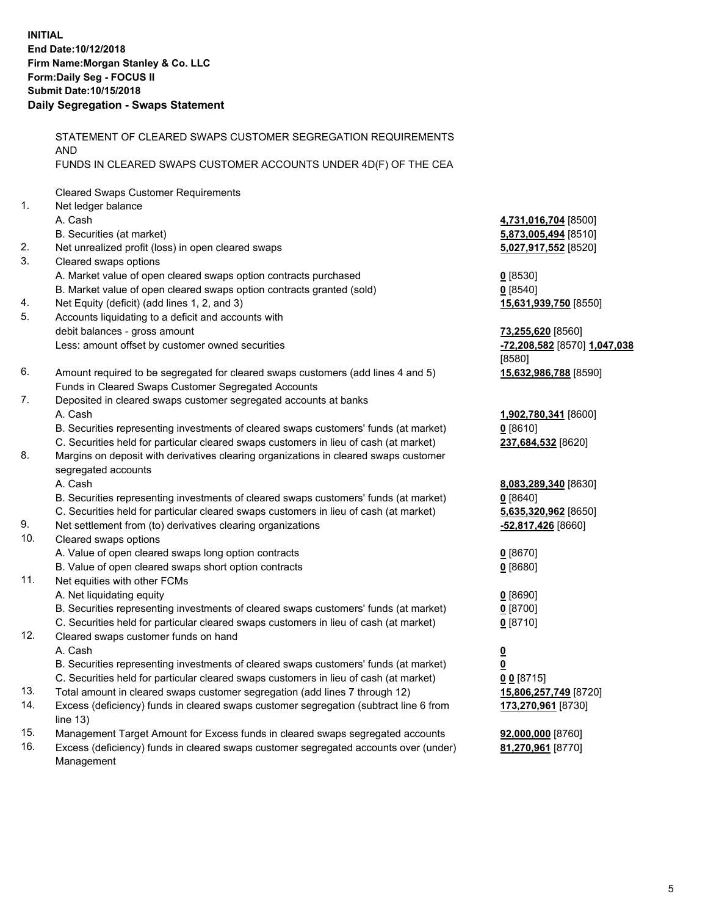**INITIAL**
**End Date:10/12/2018**
**Firm Name:Morgan Stanley & Co. LLC**
**Form:Daily Seg - FOCUS II**
**Submit Date:10/15/2018**
**Daily Segregation - Swaps Statement**

STATEMENT OF CLEARED SWAPS CUSTOMER SEGREGATION REQUIREMENTS AND FUNDS IN CLEARED SWAPS CUSTOMER ACCOUNTS UNDER 4D(F) OF THE CEA

| | | |
|---|---|---|
| | Cleared Swaps Customer Requirements | |
| 1. | Net ledger balance | |
| | A. Cash | **4,731,016,704** [8500] |
| | B. Securities (at market) | **5,873,005,494** [8510] |
| 2. | Net unrealized profit (loss) in open cleared swaps | **5,027,917,552** [8520] |
| 3. | Cleared swaps options | |
| | A. Market value of open cleared swaps option contracts purchased | **0** [8530] |
| | B. Market value of open cleared swaps option contracts granted (sold) | **0** [8540] |
| 4. | Net Equity (deficit) (add lines 1, 2, and 3) | **15,631,939,750** [8550] |
| 5. | Accounts liquidating to a deficit and accounts with debit balances - gross amount | **73,255,620** [8560] |
| | Less: amount offset by customer owned securities | **-72,208,582** [8570] **1,047,038** [8580] |
| 6. | Amount required to be segregated for cleared swaps customers (add lines 4 and 5) | **15,632,986,788** [8590] |
| | Funds in Cleared Swaps Customer Segregated Accounts | |
| 7. | Deposited in cleared swaps customer segregated accounts at banks | |
| | A. Cash | **1,902,780,341** [8600] |
| | B. Securities representing investments of cleared swaps customers' funds (at market) | **0** [8610] |
| | C. Securities held for particular cleared swaps customers in lieu of cash (at market) | **237,684,532** [8620] |
| 8. | Margins on deposit with derivatives clearing organizations in cleared swaps customer segregated accounts | |
| | A. Cash | **8,083,289,340** [8630] |
| | B. Securities representing investments of cleared swaps customers' funds (at market) | **0** [8640] |
| | C. Securities held for particular cleared swaps customers in lieu of cash (at market) | **5,635,320,962** [8650] |
| 9. | Net settlement from (to) derivatives clearing organizations | **-52,817,426** [8660] |
| 10. | Cleared swaps options | |
| | A. Value of open cleared swaps long option contracts | **0** [8670] |
| | B. Value of open cleared swaps short option contracts | **0** [8680] |
| 11. | Net equities with other FCMs | |
| | A. Net liquidating equity | **0** [8690] |
| | B. Securities representing investments of cleared swaps customers' funds (at market) | **0** [8700] |
| | C. Securities held for particular cleared swaps customers in lieu of cash (at market) | **0** [8710] |
| 12. | Cleared swaps customer funds on hand | |
| | A. Cash | **0** |
| | B. Securities representing investments of cleared swaps customers' funds (at market) | **0** |
| | C. Securities held for particular cleared swaps customers in lieu of cash (at market) | **0** **0** [8715] |
| 13. | Total amount in cleared swaps customer segregation (add lines 7 through 12) | **15,806,257,749** [8720] |
| 14. | Excess (deficiency) funds in cleared swaps customer segregation (subtract line 6 from line 13) | **173,270,961** [8730] |
| 15. | Management Target Amount for Excess funds in cleared swaps segregated accounts | **92,000,000** [8760] |
| 16. | Excess (deficiency) funds in cleared swaps customer segregated accounts over (under) Management | **81,270,961** [8770] |